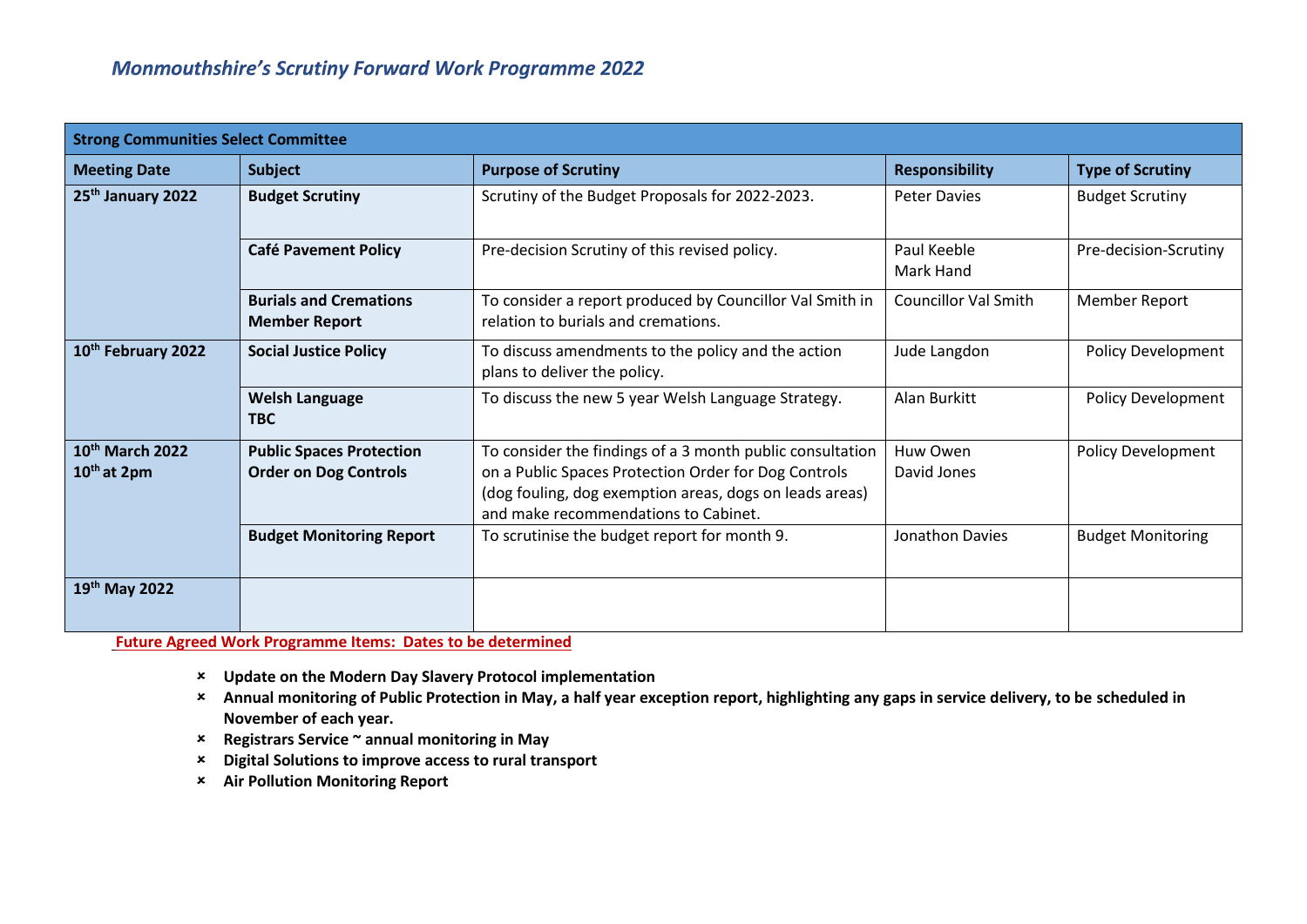# *Monmouthshire's Scrutiny Forward Work Programme 2022*

| **Strong Communities Select Committee** | | | | |
|---|---|---|---|---|
| **Meeting Date** | **Subject** | **Purpose of Scrutiny** | **Responsibility** | **Type of Scrutiny** |
| **25th January 2022** | **Budget Scrutiny** | Scrutiny of the Budget Proposals for 2022-2023. | Peter Davies | Budget Scrutiny |
| | **Café Pavement Policy** | Pre-decision Scrutiny of this revised policy. | Paul Keeble<br>Mark Hand | Pre-decision-Scrutiny |
| | **Burials and Cremations Member Report** | To consider a report produced by Councillor Val Smith in relation to burials and cremations. | Councillor Val Smith | Member Report |
| **10th February 2022** | **Social Justice Policy** | To discuss amendments to the policy and the action plans to deliver the policy. | Jude Langdon | Policy Development |
| | **Welsh Language**<br>**TBC** | To discuss the new 5 year Welsh Language Strategy. | Alan Burkitt | Policy Development |
| **10th March 2022**<br>**10th at 2pm** | **Public Spaces Protection Order on Dog Controls** | To consider the findings of a 3 month public consultation on a Public Spaces Protection Order for Dog Controls (dog fouling, dog exemption areas, dogs on leads areas) and make recommendations to Cabinet. | Huw Owen<br>David Jones | Policy Development |
| | **Budget Monitoring Report** | To scrutinise the budget report for month 9. | Jonathon Davies | Budget Monitoring |
| **19th May 2022** | | | | |

**Future Agreed Work Programme Items: Dates to be determined**

- **Update on the Modern Day Slavery Protocol implementation**
- **Annual monitoring of Public Protection in May, a half year exception report, highlighting any gaps in service delivery, to be scheduled in November of each year.**
- **Registrars Service ~ annual monitoring in May**
- **Digital Solutions to improve access to rural transport**
- **Air Pollution Monitoring Report**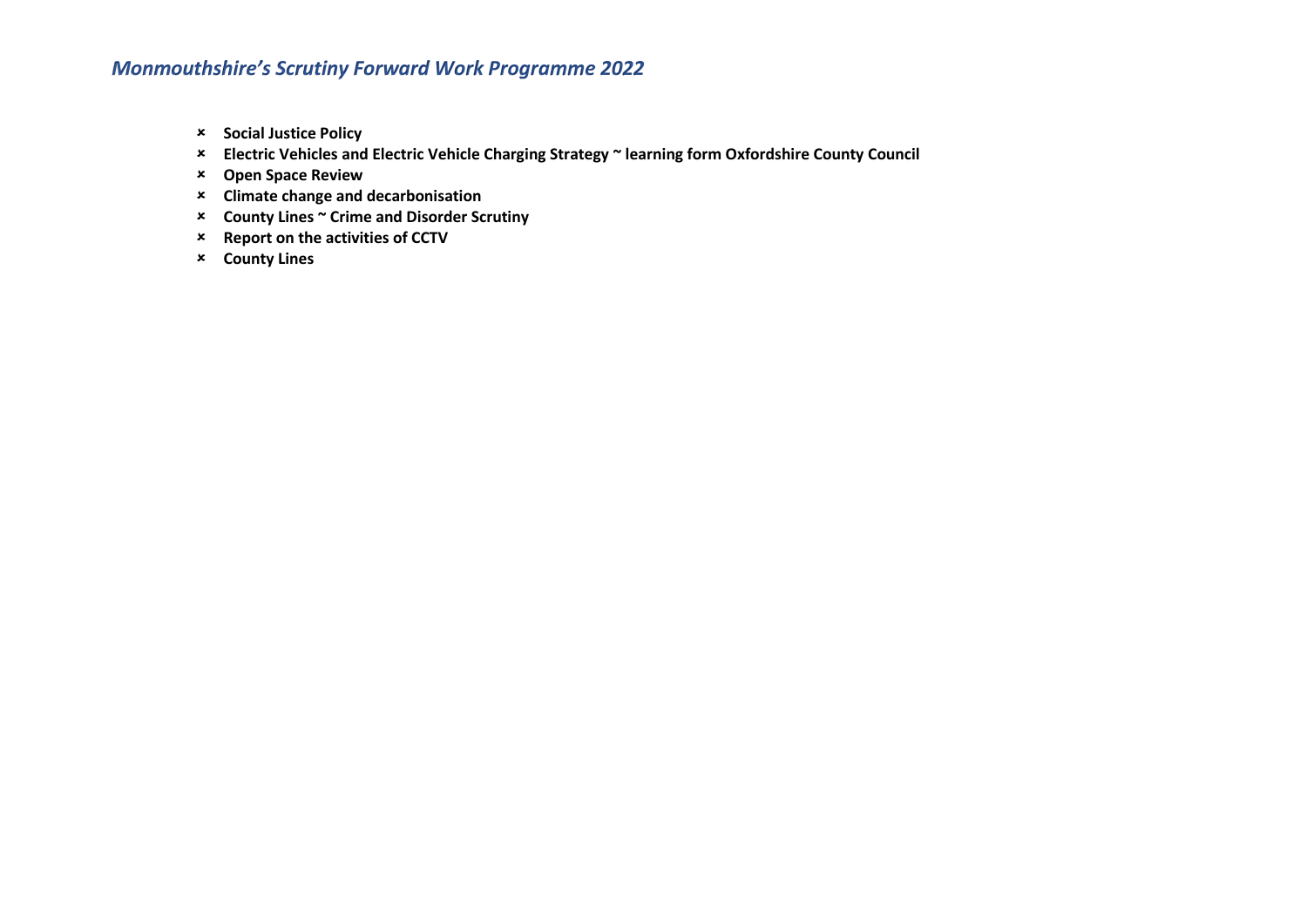*Monmouthshire's Scrutiny Forward Work Programme 2022*

- **Social Justice Policy**
- **Electric Vehicles and Electric Vehicle Charging Strategy ~ learning form Oxfordshire County Council**
- **Open Space Review**
- **Climate change and decarbonisation**
- **County Lines ~ Crime and Disorder Scrutiny**
- **Report on the activities of CCTV**
- **County Lines**